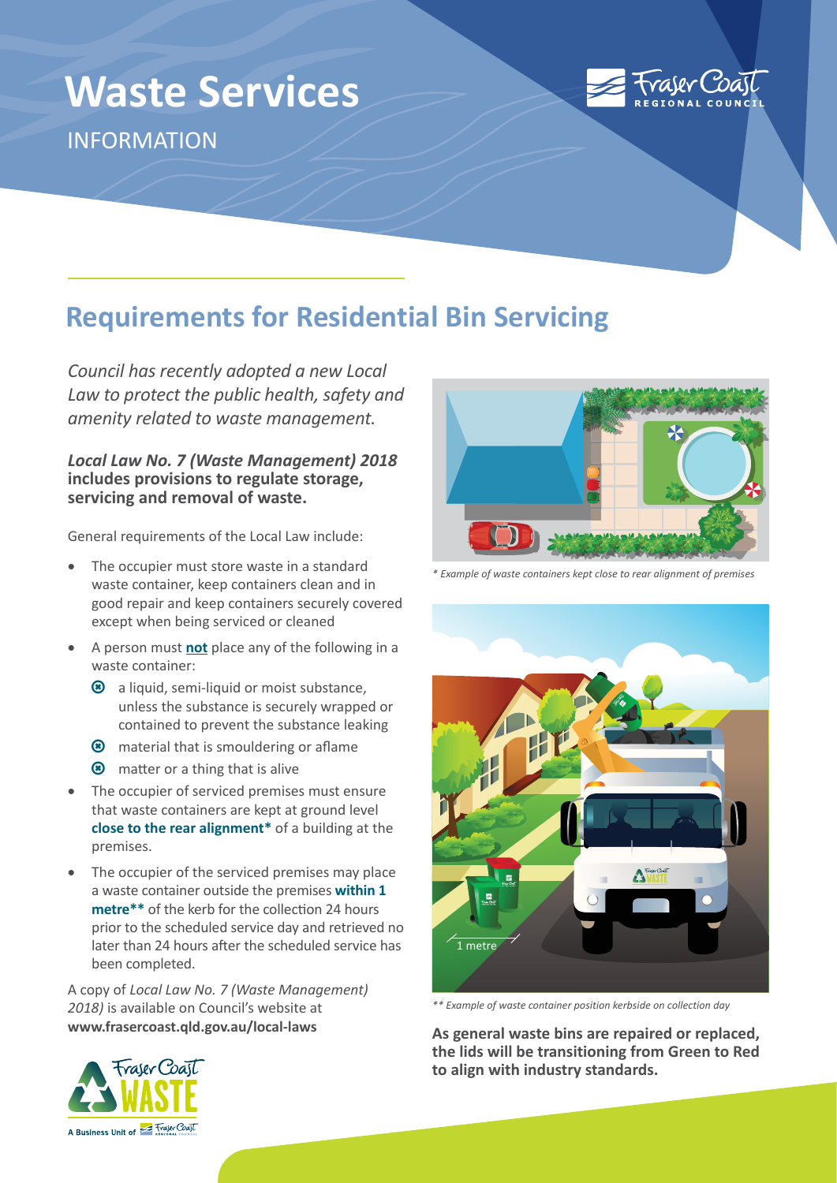# Waste Services

INFORMATION

## Requirements for Residential Bin Servicing

*Council has recently adopted a new Local Law to protect the public health, safety and amenity related to waste management.*

***Local Law No. 7 (Waste Management) 2018*** **includes provisions to regulate storage, servicing and removal of waste.**

General requirements of the Local Law include:

- The occupier must store waste in a standard waste container, keep containers clean and in good repair and keep containers securely covered except when being serviced or cleaned
- A person must **not** place any of the following in a waste container:
  - a liquid, semi-liquid or moist substance, unless the substance is securely wrapped or contained to prevent the substance leaking
  - material that is smouldering or aflame
  - matter or a thing that is alive
- The occupier of serviced premises must ensure that waste containers are kept at ground level **close to the rear alignment*** of a building at the premises.
- The occupier of the serviced premises may place a waste container outside the premises **within 1 metre**** of the kerb for the collection 24 hours prior to the scheduled service day and retrieved no later than 24 hours after the scheduled service has been completed.

A copy of *Local Law No. 7 (Waste Management) 2018)* is available on Council's website at **www.frasercoast.qld.gov.au/local-laws**

*\* Example of waste containers kept close to rear alignment of premises*

*\*\* Example of waste container position kerbside on collection day*

**As general waste bins are repaired or replaced, the lids will be transitioning from Green to Red to align with industry standards.**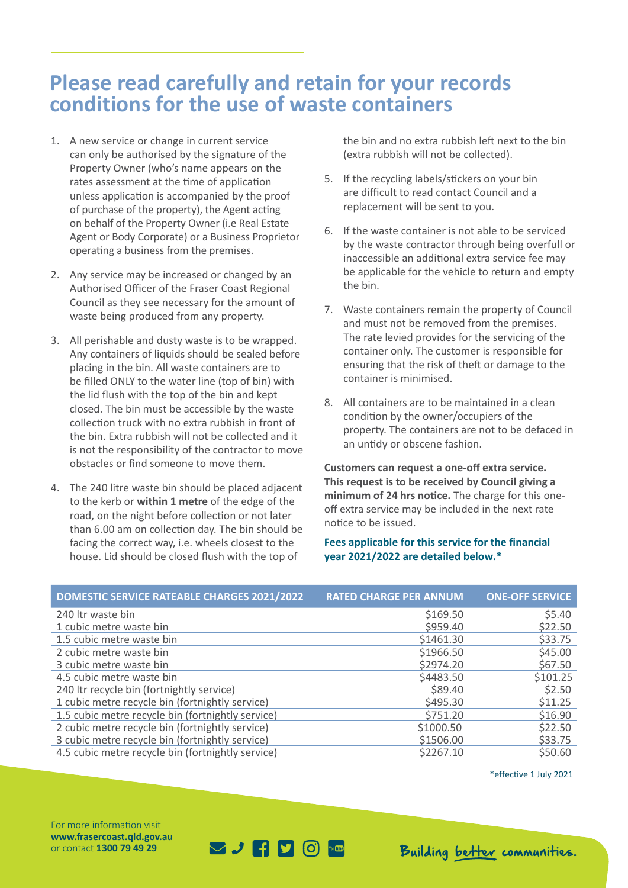# Please read carefully and retain for your records conditions for the use of waste containers

1. A new service or change in current service can only be authorised by the signature of the Property Owner (who's name appears on the rates assessment at the time of application unless application is accompanied by the proof of purchase of the property), the Agent acting on behalf of the Property Owner (i.e Real Estate Agent or Body Corporate) or a Business Proprietor operating a business from the premises.
2. Any service may be increased or changed by an Authorised Officer of the Fraser Coast Regional Council as they see necessary for the amount of waste being produced from any property.
3. All perishable and dusty waste is to be wrapped. Any containers of liquids should be sealed before placing in the bin. All waste containers are to be filled ONLY to the water line (top of bin) with the lid flush with the top of the bin and kept closed. The bin must be accessible by the waste collection truck with no extra rubbish in front of the bin. Extra rubbish will not be collected and it is not the responsibility of the contractor to move obstacles or find someone to move them.
4. The 240 litre waste bin should be placed adjacent to the kerb or **within 1 metre** of the edge of the road, on the night before collection or not later than 6.00 am on collection day. The bin should be facing the correct way, i.e. wheels closest to the house. Lid should be closed flush with the top of the bin and no extra rubbish left next to the bin (extra rubbish will not be collected).
5. If the recycling labels/stickers on your bin are difficult to read contact Council and a replacement will be sent to you.
6. If the waste container is not able to be serviced by the waste contractor through being overfull or inaccessible an additional extra service fee may be applicable for the vehicle to return and empty the bin.
7. Waste containers remain the property of Council and must not be removed from the premises. The rate levied provides for the servicing of the container only. The customer is responsible for ensuring that the risk of theft or damage to the container is minimised.
8. All containers are to be maintained in a clean condition by the owner/occupiers of the property. The containers are not to be defaced in an untidy or obscene fashion.

**Customers can request a one-off extra service. This request is to be received by Council giving a minimum of 24 hrs notice.** The charge for this one-off extra service may be included in the next rate notice to be issued.

**Fees applicable for this service for the financial year 2021/2022 are detailed below.***

| DOMESTIC SERVICE RATEABLE CHARGES 2021/2022 | RATED CHARGE PER ANNUM | ONE-OFF SERVICE |
|---|---|---|
| 240 ltr waste bin | $169.50 | $5.40 |
| 1 cubic metre waste bin | $959.40 | $22.50 |
| 1.5 cubic metre waste bin | $1461.30 | $33.75 |
| 2 cubic metre waste bin | $1966.50 | $45.00 |
| 3 cubic metre waste bin | $2974.20 | $67.50 |
| 4.5 cubic metre waste bin | $4483.50 | $101.25 |
| 240 ltr recycle bin (fortnightly service) | $89.40 | $2.50 |
| 1 cubic metre recycle bin (fortnightly service) | $495.30 | $11.25 |
| 1.5 cubic metre recycle bin (fortnightly service) | $751.20 | $16.90 |
| 2 cubic metre recycle bin (fortnightly service) | $1000.50 | $22.50 |
| 3 cubic metre recycle bin (fortnightly service) | $1506.00 | $33.75 |
| 4.5 cubic metre recycle bin (fortnightly service) | $2267.10 | $50.60 |

*effective 1 July 2021

For more information visit **www.frasercoast.qld.gov.au** or contact **1300 79 49 29**

Building better communities.